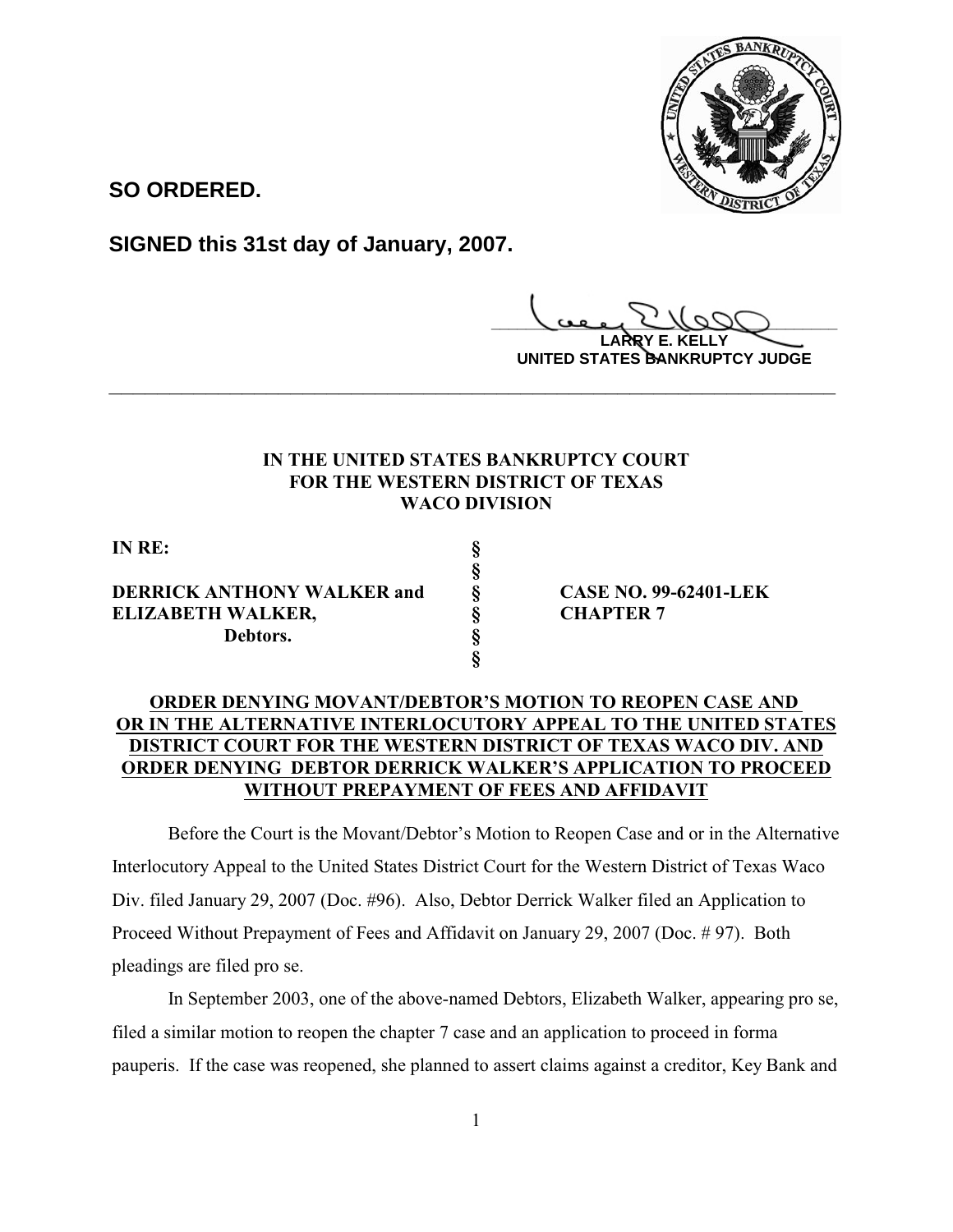**SO ORDERED.**

**SIGNED this 31st day of January, 2007.**

**LARRY E. KELLY**
**UNITED STATES BANKRUPTCY JUDGE**

---

**IN THE UNITED STATES BANKRUPTCY COURT**
**FOR THE WESTERN DISTRICT OF TEXAS**
**WACO DIVISION**

| | | |
|---|---|---|
| **IN RE:** | **§** | |
| | **§** | |
| **DERRICK ANTHONY WALKER and** | **§** | **CASE NO. 99-62401-LEK** |
| **ELIZABETH WALKER,** | **§** | **CHAPTER 7** |
| **Debtors.** | **§** | |
| | **§** | |

**ORDER DENYING MOVANT/DEBTOR'S MOTION TO REOPEN CASE AND OR IN THE ALTERNATIVE INTERLOCUTORY APPEAL TO THE UNITED STATES DISTRICT COURT FOR THE WESTERN DISTRICT OF TEXAS WACO DIV. AND ORDER DENYING DEBTOR DERRICK WALKER'S APPLICATION TO PROCEED WITHOUT PREPAYMENT OF FEES AND AFFIDAVIT**

Before the Court is the Movant/Debtor's Motion to Reopen Case and or in the Alternative Interlocutory Appeal to the United States District Court for the Western District of Texas Waco Div. filed January 29, 2007 (Doc. #96). Also, Debtor Derrick Walker filed an Application to Proceed Without Prepayment of Fees and Affidavit on January 29, 2007 (Doc. # 97). Both pleadings are filed pro se.

In September 2003, one of the above-named Debtors, Elizabeth Walker, appearing pro se, filed a similar motion to reopen the chapter 7 case and an application to proceed in forma pauperis. If the case was reopened, she planned to assert claims against a creditor, Key Bank and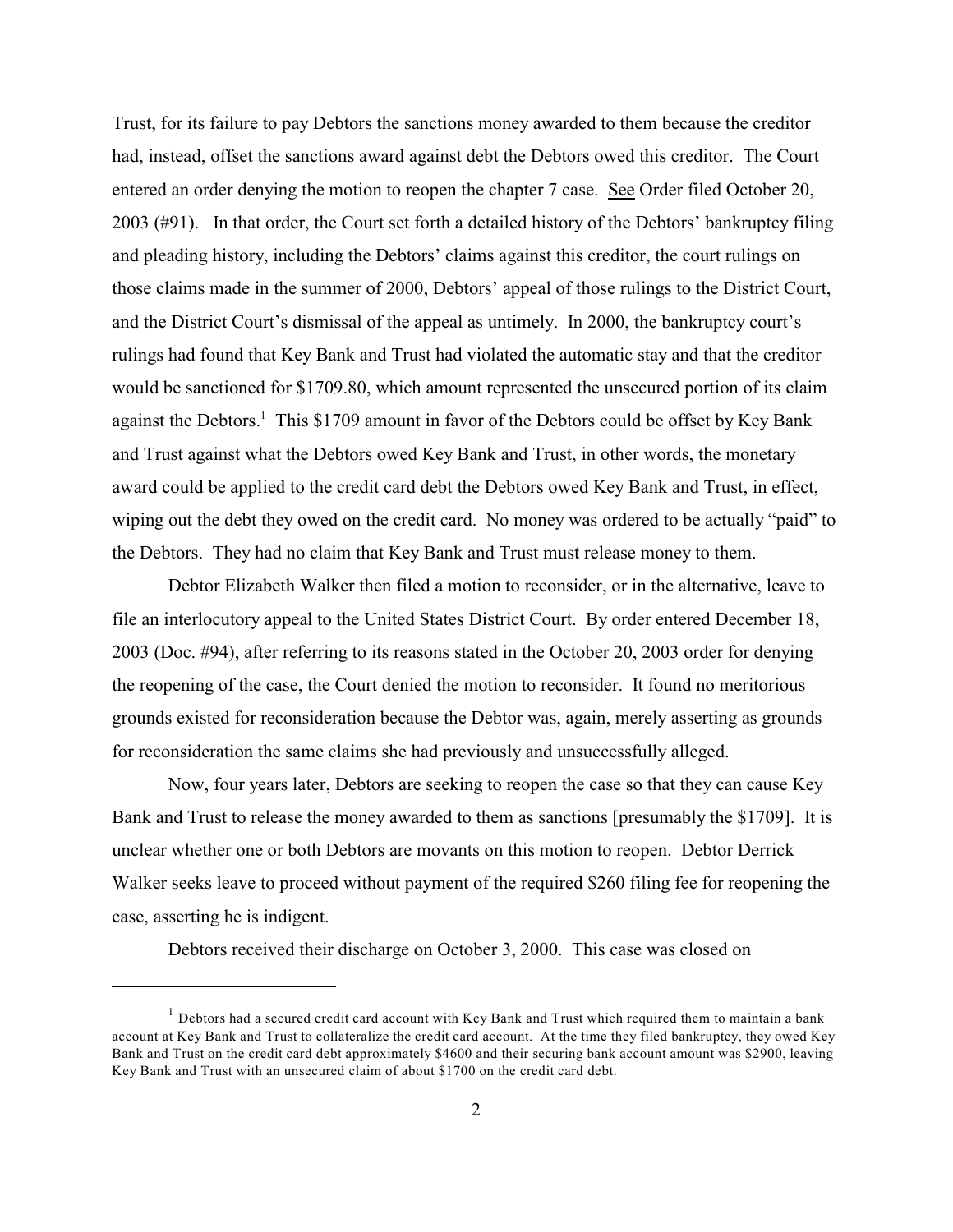Trust, for its failure to pay Debtors the sanctions money awarded to them because the creditor had, instead, offset the sanctions award against debt the Debtors owed this creditor. The Court entered an order denying the motion to reopen the chapter 7 case. See Order filed October 20, 2003 (#91). In that order, the Court set forth a detailed history of the Debtors' bankruptcy filing and pleading history, including the Debtors' claims against this creditor, the court rulings on those claims made in the summer of 2000, Debtors' appeal of those rulings to the District Court, and the District Court's dismissal of the appeal as untimely. In 2000, the bankruptcy court's rulings had found that Key Bank and Trust had violated the automatic stay and that the creditor would be sanctioned for $1709.80, which amount represented the unsecured portion of its claim against the Debtors.[1] This $1709 amount in favor of the Debtors could be offset by Key Bank and Trust against what the Debtors owed Key Bank and Trust, in other words, the monetary award could be applied to the credit card debt the Debtors owed Key Bank and Trust, in effect, wiping out the debt they owed on the credit card. No money was ordered to be actually "paid" to the Debtors. They had no claim that Key Bank and Trust must release money to them.

Debtor Elizabeth Walker then filed a motion to reconsider, or in the alternative, leave to file an interlocutory appeal to the United States District Court. By order entered December 18, 2003 (Doc. #94), after referring to its reasons stated in the October 20, 2003 order for denying the reopening of the case, the Court denied the motion to reconsider. It found no meritorious grounds existed for reconsideration because the Debtor was, again, merely asserting as grounds for reconsideration the same claims she had previously and unsuccessfully alleged.

Now, four years later, Debtors are seeking to reopen the case so that they can cause Key Bank and Trust to release the money awarded to them as sanctions [presumably the $1709]. It is unclear whether one or both Debtors are movants on this motion to reopen. Debtor Derrick Walker seeks leave to proceed without payment of the required $260 filing fee for reopening the case, asserting he is indigent.

Debtors received their discharge on October 3, 2000. This case was closed on

---

[1] Debtors had a secured credit card account with Key Bank and Trust which required them to maintain a bank account at Key Bank and Trust to collateralize the credit card account. At the time they filed bankruptcy, they owed Key Bank and Trust on the credit card debt approximately $4600 and their securing bank account amount was $2900, leaving Key Bank and Trust with an unsecured claim of about $1700 on the credit card debt.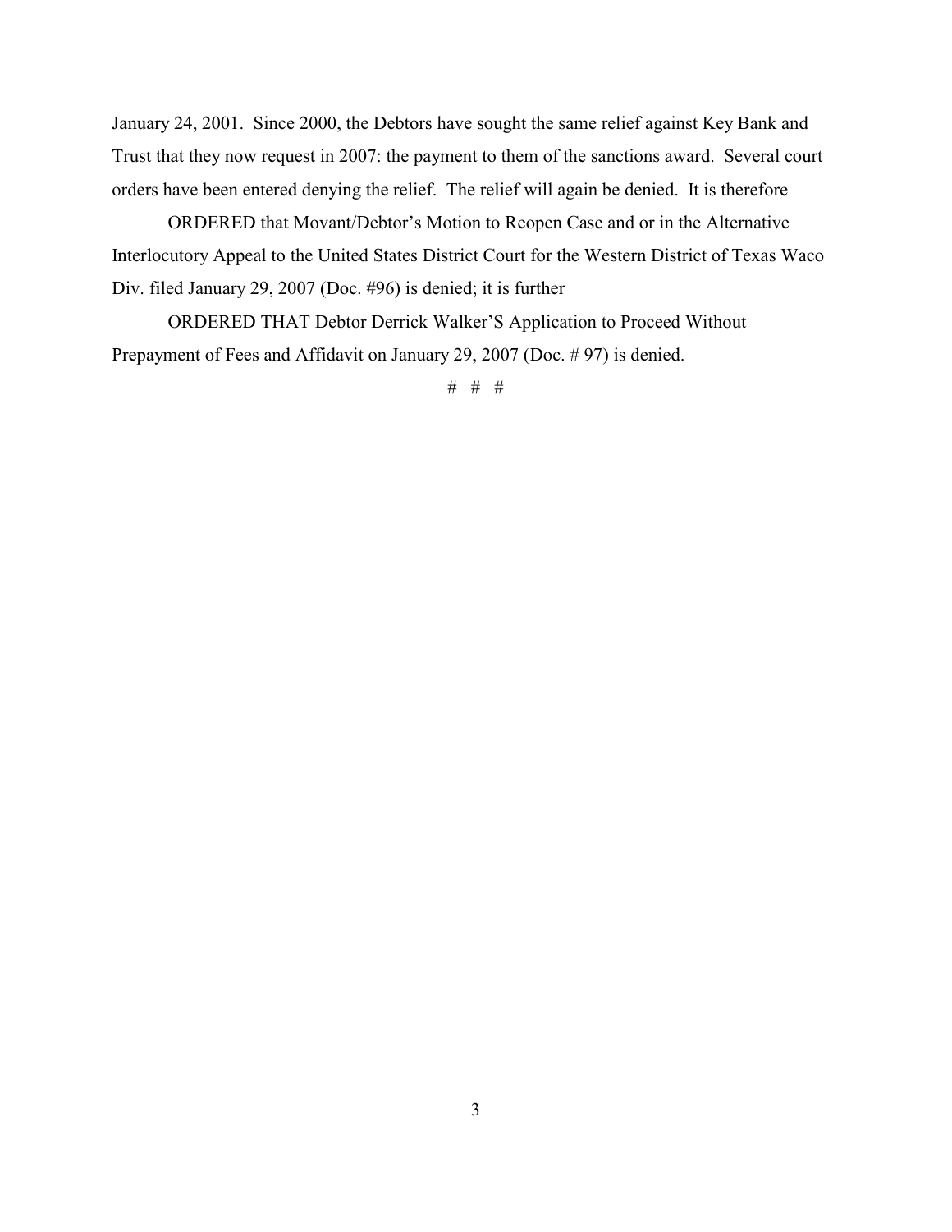January 24, 2001. Since 2000, the Debtors have sought the same relief against Key Bank and Trust that they now request in 2007: the payment to them of the sanctions award. Several court orders have been entered denying the relief. The relief will again be denied. It is therefore

ORDERED that Movant/Debtor's Motion to Reopen Case and or in the Alternative Interlocutory Appeal to the United States District Court for the Western District of Texas Waco Div. filed January 29, 2007 (Doc. #96) is denied; it is further

ORDERED THAT Debtor Derrick Walker'S Application to Proceed Without Prepayment of Fees and Affidavit on January 29, 2007 (Doc. # 97) is denied.

# # #